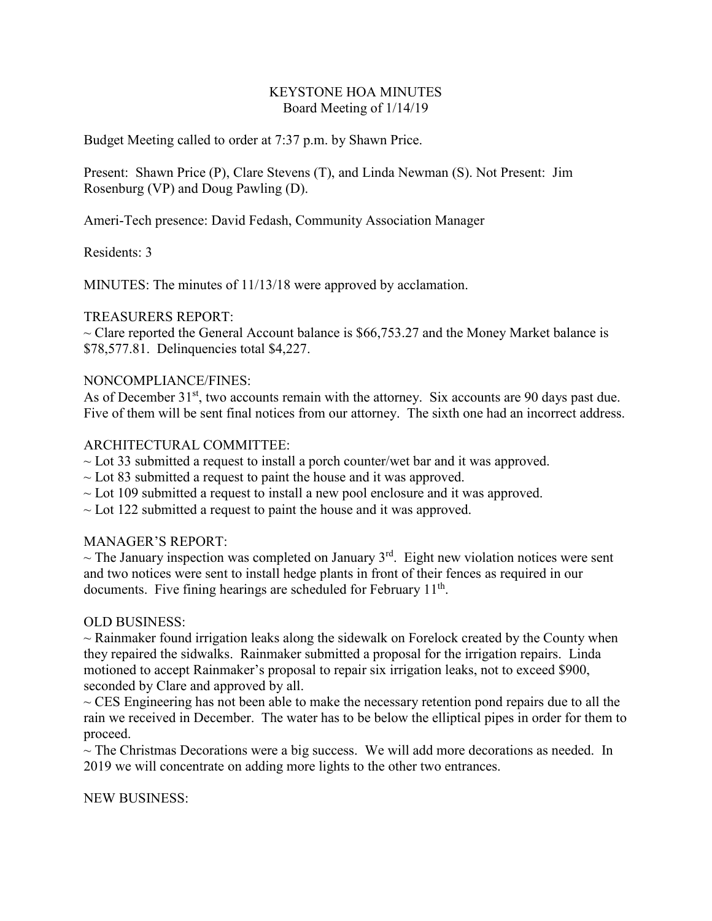# KEYSTONE HOA MINUTES

Board Meeting of 1/14/19

Budget Meeting called to order at 7:37 p.m. by Shawn Price.

Present: Shawn Price (P), Clare Stevens (T), and Linda Newman (S). Not Present: Jim Rosenburg (VP) and Doug Pawling (D).

Ameri-Tech presence: David Fedash, Community Association Manager

Residents: 3

MINUTES: The minutes of 11/13/18 were approved by acclamation.

TREASURERS REPORT:

~ Clare reported the General Account balance is $66,753.27 and the Money Market balance is $78,577.81. Delinquencies total $4,227.

NONCOMPLIANCE/FINES:

As of December 31st, two accounts remain with the attorney. Six accounts are 90 days past due. Five of them will be sent final notices from our attorney. The sixth one had an incorrect address.

ARCHITECTURAL COMMITTEE:

~ Lot 33 submitted a request to install a porch counter/wet bar and it was approved.

~ Lot 83 submitted a request to paint the house and it was approved.

~ Lot 109 submitted a request to install a new pool enclosure and it was approved.

~ Lot 122 submitted a request to paint the house and it was approved.

MANAGER'S REPORT:

~ The January inspection was completed on January 3rd. Eight new violation notices were sent and two notices were sent to install hedge plants in front of their fences as required in our documents. Five fining hearings are scheduled for February 11th.

OLD BUSINESS:

~ Rainmaker found irrigation leaks along the sidewalk on Forelock created by the County when they repaired the sidwalks. Rainmaker submitted a proposal for the irrigation repairs. Linda motioned to accept Rainmaker's proposal to repair six irrigation leaks, not to exceed $900, seconded by Clare and approved by all.

~ CES Engineering has not been able to make the necessary retention pond repairs due to all the rain we received in December. The water has to be below the elliptical pipes in order for them to proceed.

~ The Christmas Decorations were a big success. We will add more decorations as needed. In 2019 we will concentrate on adding more lights to the other two entrances.

NEW BUSINESS: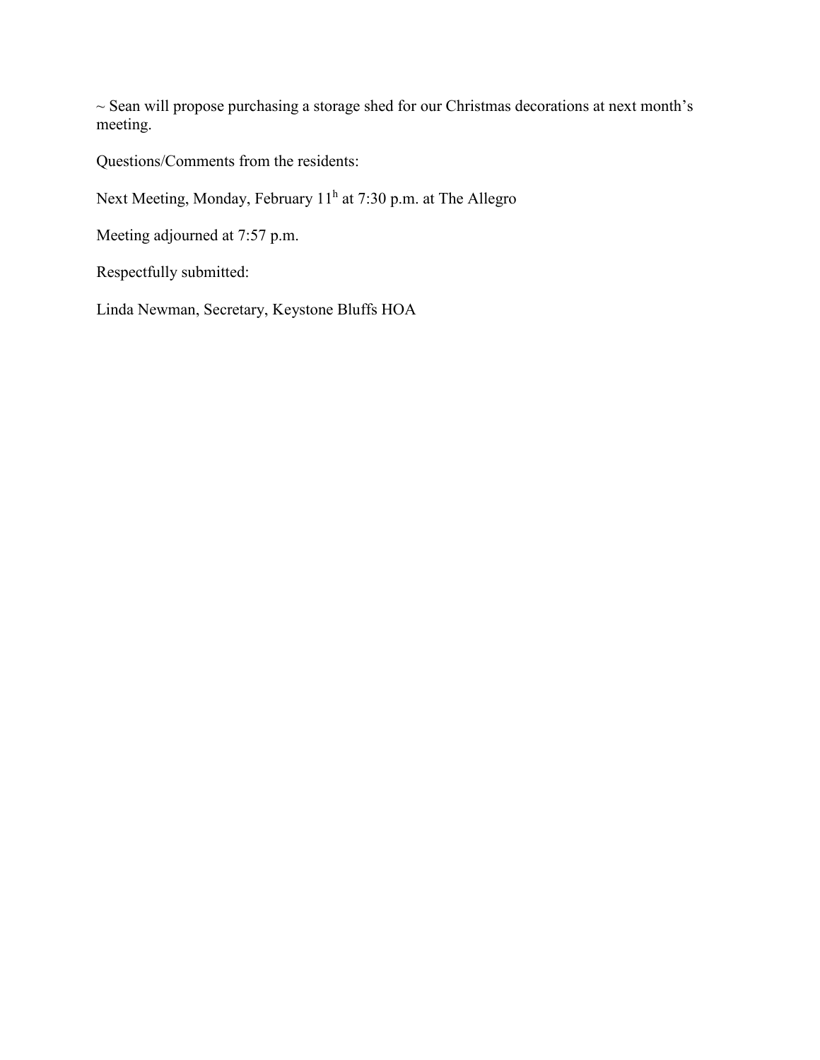~ Sean will propose purchasing a storage shed for our Christmas decorations at next month's meeting.

Questions/Comments from the residents:

Next Meeting, Monday, February 11h at 7:30 p.m. at The Allegro

Meeting adjourned at 7:57 p.m.

Respectfully submitted:

Linda Newman, Secretary, Keystone Bluffs HOA